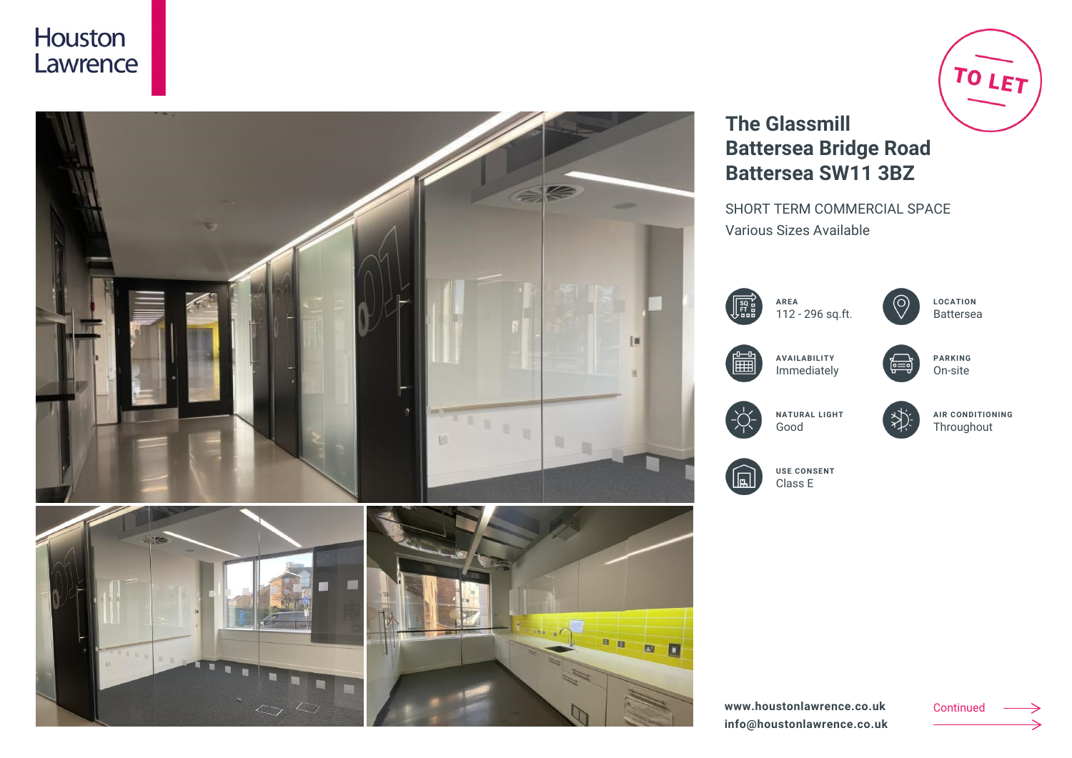Houston Lawrence

TO LET

# The Glassmill
# Battersea Bridge Road
# Battersea SW11 3BZ

SHORT TERM COMMERCIAL SPACE

Various Sizes Available

**AREA**
112 - 296 sq.ft.

**LOCATION**
Battersea

**AVAILABILITY**
Immediately

**PARKING**
On-site

**NATURAL LIGHT**
Good

**AIR CONDITIONING**
Throughout

**USE CONSENT**
Class E

**www.houstonlawrence.co.uk**
**info@houstonlawrence.co.uk**

Continued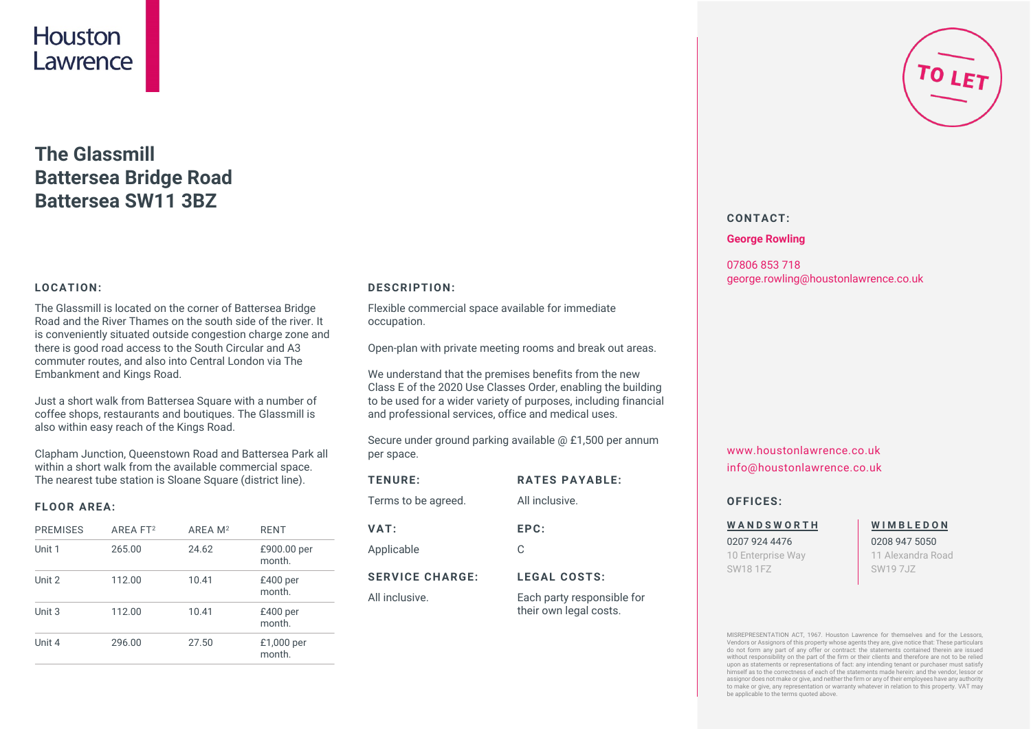Houston Lawrence

# The Glassmill
# Battersea Bridge Road
# Battersea SW11 3BZ

TO LET

## LOCATION:

The Glassmill is located on the corner of Battersea Bridge Road and the River Thames on the south side of the river. It is conveniently situated outside congestion charge zone and there is good road access to the South Circular and A3 commuter routes, and also into Central London via The Embankment and Kings Road.

Just a short walk from Battersea Square with a number of coffee shops, restaurants and boutiques. The Glassmill is also within easy reach of the Kings Road.

Clapham Junction, Queenstown Road and Battersea Park all within a short walk from the available commercial space. The nearest tube station is Sloane Square (district line).

## FLOOR AREA:

| PREMISES | AREA FT² | AREA M² | RENT |
|---|---|---|---|
| Unit 1 | 265.00 | 24.62 | £900.00 per month. |
| Unit 2 | 112.00 | 10.41 | £400 per month. |
| Unit 3 | 112.00 | 10.41 | £400 per month. |
| Unit 4 | 296.00 | 27.50 | £1,000 per month. |

## DESCRIPTION:

Flexible commercial space available for immediate occupation.

Open-plan with private meeting rooms and break out areas.

We understand that the premises benefits from the new Class E of the 2020 Use Classes Order, enabling the building to be used for a wider variety of purposes, including financial and professional services, office and medical uses.

Secure under ground parking available @ £1,500 per annum per space.

## TENURE:

Terms to be agreed.

## RATES PAYABLE:

All inclusive.

## VAT:

Applicable

## EPC:

C

## SERVICE CHARGE:

All inclusive.

## LEGAL COSTS:

Each party responsible for their own legal costs.

## CONTACT:

**George Rowling**

07806 853 718
george.rowling@houstonlawrence.co.uk

www.houstonlawrence.co.uk
info@houstonlawrence.co.uk

## OFFICES:

**WANDSWORTH**
0207 924 4476
10 Enterprise Way
SW18 1FZ

**WIMBLEDON**
0208 947 5050
11 Alexandra Road
SW19 7JZ

MISREPRESENTATION ACT, 1967. Houston Lawrence for themselves and for the Lessors, Vendors or Assignors of this property whose agents they are, give notice that: These particulars do not form any part of any offer or contract: the statements contained therein are issued without responsibility on the part of the firm or their clients and therefore are not to be relied upon as statements or representations of fact: any intending tenant or purchaser must satisfy himself as to the correctness of each of the statements made herein: and the vendor, lessor or assignor does not make or give, and neither the firm or any of their employees have any authority to make or give, any representation or warranty whatever in relation to this property. VAT may be applicable to the terms quoted above.